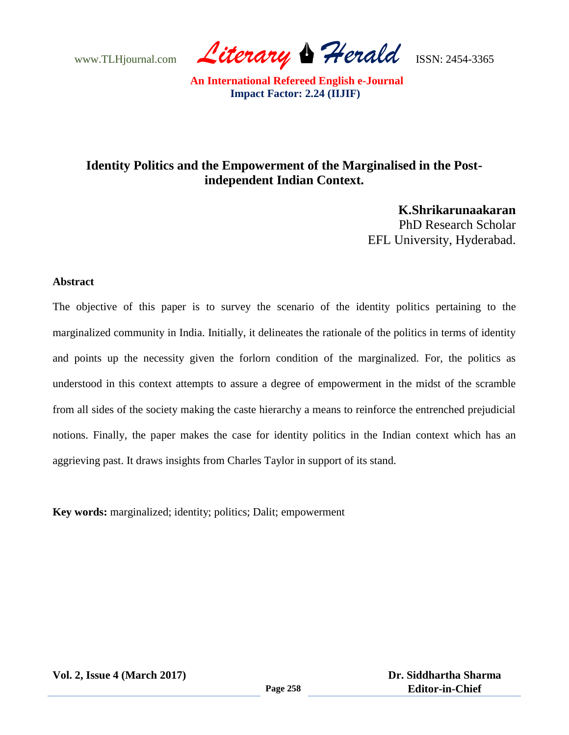# Identity Politics and the Empowerment of the Marginalised in the Post-independent Indian Context.

**K.Shrikarunaakaran**
PhD Research Scholar
EFL University, Hyderabad.

**Abstract**

The objective of this paper is to survey the scenario of the identity politics pertaining to the marginalized community in India. Initially, it delineates the rationale of the politics in terms of identity and points up the necessity given the forlorn condition of the marginalized. For, the politics as understood in this context attempts to assure a degree of empowerment in the midst of the scramble from all sides of the society making the caste hierarchy a means to reinforce the entrenched prejudicial notions. Finally, the paper makes the case for identity politics in the Indian context which has an aggrieving past. It draws insights from Charles Taylor in support of its stand.

**Key words:** marginalized; identity; politics; Dalit; empowerment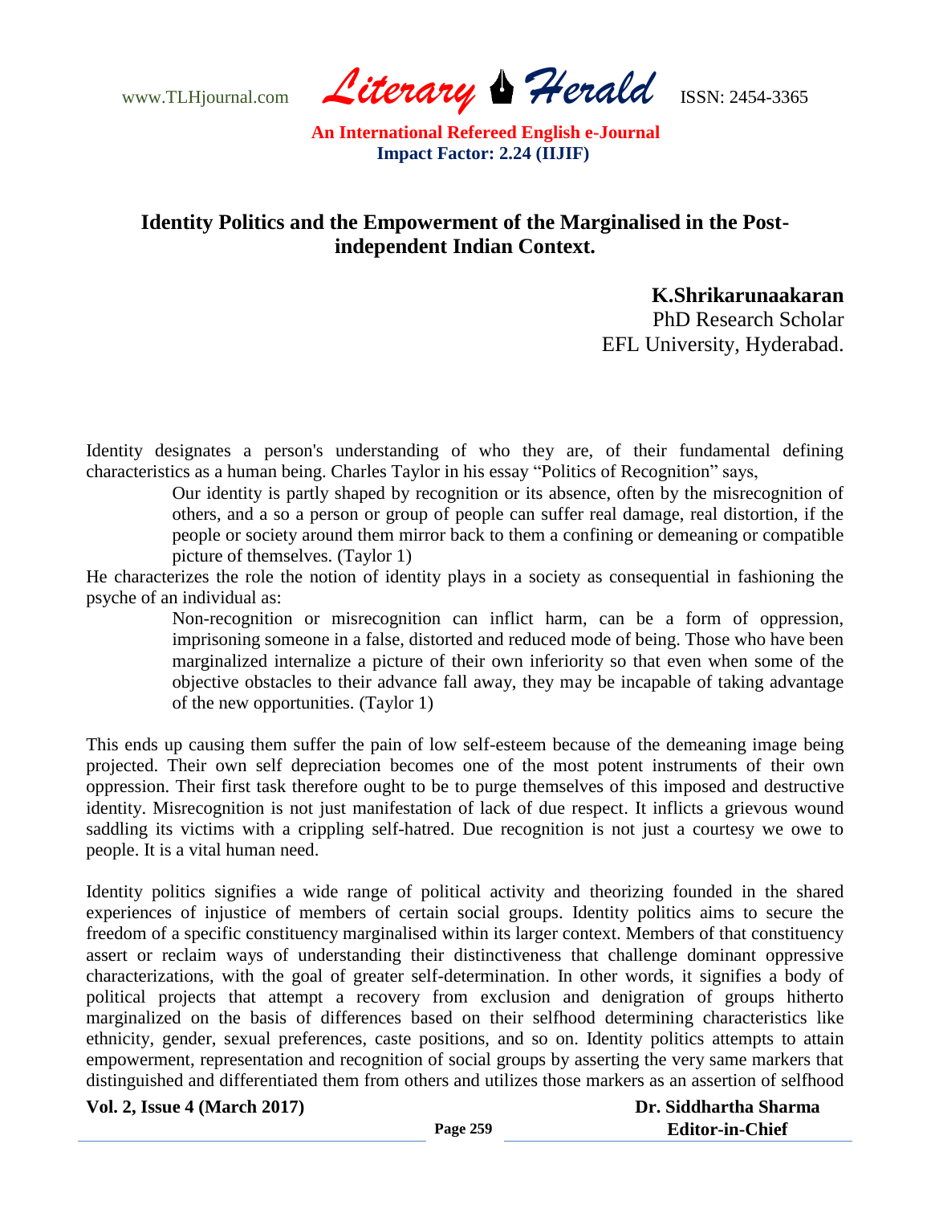# Identity Politics and the Empowerment of the Marginalised in the Post-independent Indian Context.

**K.Shrikarunaakaran**
PhD Research Scholar
EFL University, Hyderabad.

Identity designates a person's understanding of who they are, of their fundamental defining characteristics as a human being. Charles Taylor in his essay "Politics of Recognition" says,

> Our identity is partly shaped by recognition or its absence, often by the misrecognition of others, and a so a person or group of people can suffer real damage, real distortion, if the people or society around them mirror back to them a confining or demeaning or compatible picture of themselves. (Taylor 1)

He characterizes the role the notion of identity plays in a society as consequential in fashioning the psyche of an individual as:

> Non-recognition or misrecognition can inflict harm, can be a form of oppression, imprisoning someone in a false, distorted and reduced mode of being. Those who have been marginalized internalize a picture of their own inferiority so that even when some of the objective obstacles to their advance fall away, they may be incapable of taking advantage of the new opportunities. (Taylor 1)

This ends up causing them suffer the pain of low self-esteem because of the demeaning image being projected. Their own self depreciation becomes one of the most potent instruments of their own oppression. Their first task therefore ought to be to purge themselves of this imposed and destructive identity. Misrecognition is not just manifestation of lack of due respect. It inflicts a grievous wound saddling its victims with a crippling self-hatred. Due recognition is not just a courtesy we owe to people. It is a vital human need.

Identity politics signifies a wide range of political activity and theorizing founded in the shared experiences of injustice of members of certain social groups. Identity politics aims to secure the freedom of a specific constituency marginalised within its larger context. Members of that constituency assert or reclaim ways of understanding their distinctiveness that challenge dominant oppressive characterizations, with the goal of greater self-determination. In other words, it signifies a body of political projects that attempt a recovery from exclusion and denigration of groups hitherto marginalized on the basis of differences based on their selfhood determining characteristics like ethnicity, gender, sexual preferences, caste positions, and so on. Identity politics attempts to attain empowerment, representation and recognition of social groups by asserting the very same markers that distinguished and differentiated them from others and utilizes those markers as an assertion of selfhood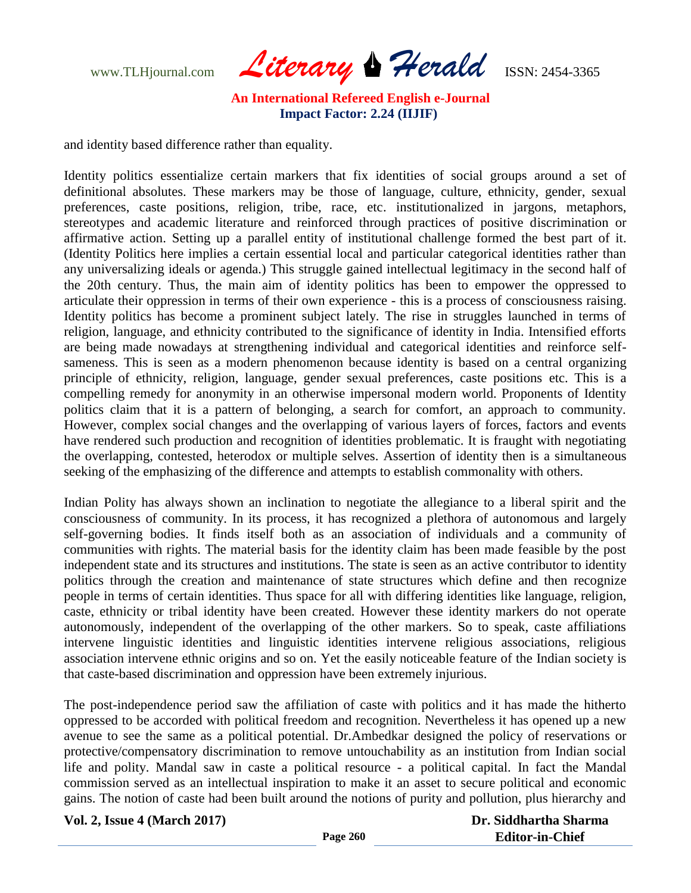and identity based difference rather than equality.

Identity politics essentialize certain markers that fix identities of social groups around a set of definitional absolutes. These markers may be those of language, culture, ethnicity, gender, sexual preferences, caste positions, religion, tribe, race, etc. institutionalized in jargons, metaphors, stereotypes and academic literature and reinforced through practices of positive discrimination or affirmative action. Setting up a parallel entity of institutional challenge formed the best part of it. (Identity Politics here implies a certain essential local and particular categorical identities rather than any universalizing ideals or agenda.) This struggle gained intellectual legitimacy in the second half of the 20th century. Thus, the main aim of identity politics has been to empower the oppressed to articulate their oppression in terms of their own experience - this is a process of consciousness raising. Identity politics has become a prominent subject lately. The rise in struggles launched in terms of religion, language, and ethnicity contributed to the significance of identity in India. Intensified efforts are being made nowadays at strengthening individual and categorical identities and reinforce self-sameness. This is seen as a modern phenomenon because identity is based on a central organizing principle of ethnicity, religion, language, gender sexual preferences, caste positions etc. This is a compelling remedy for anonymity in an otherwise impersonal modern world. Proponents of Identity politics claim that it is a pattern of belonging, a search for comfort, an approach to community. However, complex social changes and the overlapping of various layers of forces, factors and events have rendered such production and recognition of identities problematic. It is fraught with negotiating the overlapping, contested, heterodox or multiple selves. Assertion of identity then is a simultaneous seeking of the emphasizing of the difference and attempts to establish commonality with others.

Indian Polity has always shown an inclination to negotiate the allegiance to a liberal spirit and the consciousness of community. In its process, it has recognized a plethora of autonomous and largely self-governing bodies. It finds itself both as an association of individuals and a community of communities with rights. The material basis for the identity claim has been made feasible by the post independent state and its structures and institutions. The state is seen as an active contributor to identity politics through the creation and maintenance of state structures which define and then recognize people in terms of certain identities. Thus space for all with differing identities like language, religion, caste, ethnicity or tribal identity have been created. However these identity markers do not operate autonomously, independent of the overlapping of the other markers. So to speak, caste affiliations intervene linguistic identities and linguistic identities intervene religious associations, religious association intervene ethnic origins and so on. Yet the easily noticeable feature of the Indian society is that caste-based discrimination and oppression have been extremely injurious.

The post-independence period saw the affiliation of caste with politics and it has made the hitherto oppressed to be accorded with political freedom and recognition. Nevertheless it has opened up a new avenue to see the same as a political potential. Dr.Ambedkar designed the policy of reservations or protective/compensatory discrimination to remove untouchability as an institution from Indian social life and polity. Mandal saw in caste a political resource - a political capital. In fact the Mandal commission served as an intellectual inspiration to make it an asset to secure political and economic gains. The notion of caste had been built around the notions of purity and pollution, plus hierarchy and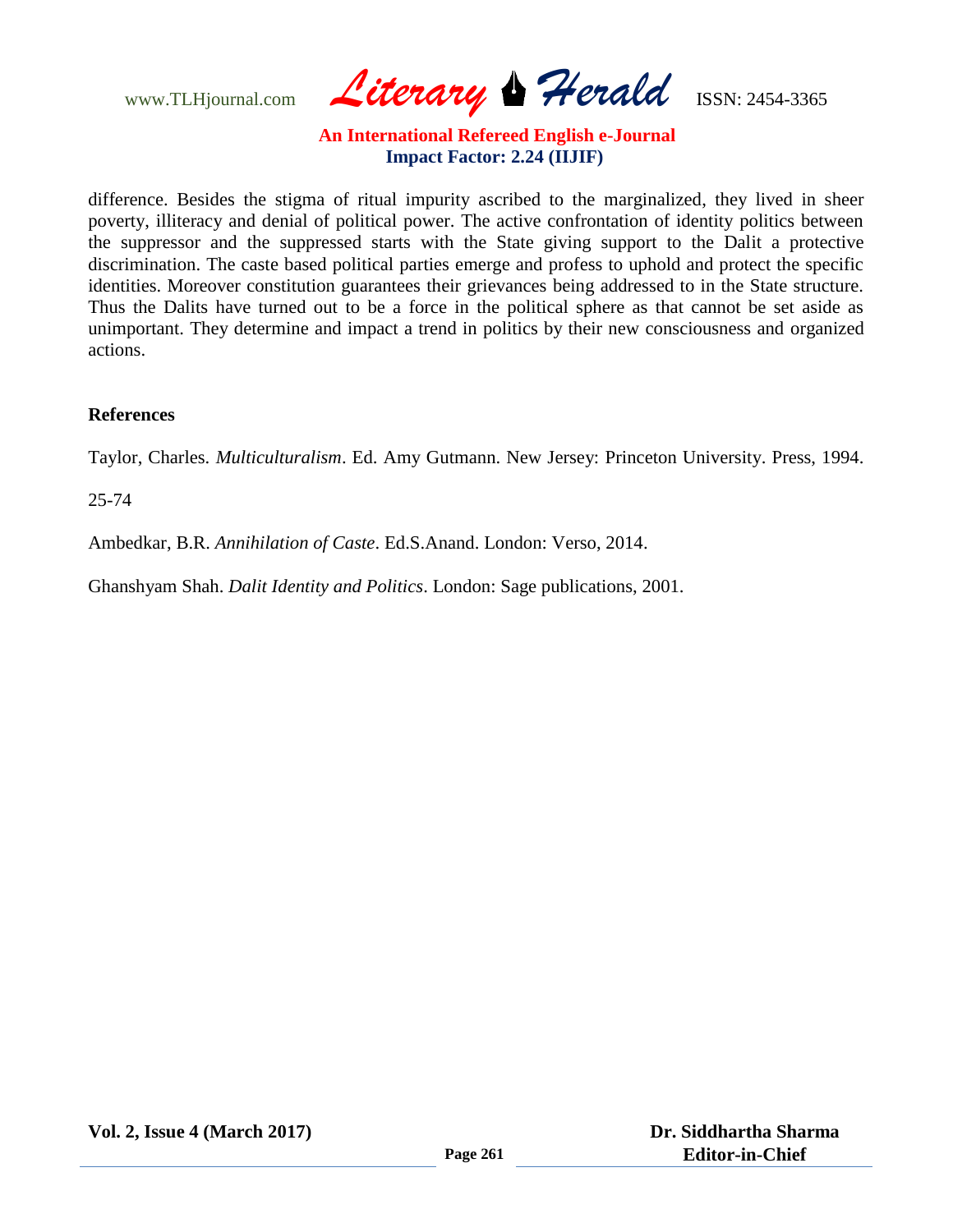difference. Besides the stigma of ritual impurity ascribed to the marginalized, they lived in sheer poverty, illiteracy and denial of political power. The active confrontation of identity politics between the suppressor and the suppressed starts with the State giving support to the Dalit a protective discrimination. The caste based political parties emerge and profess to uphold and protect the specific identities. Moreover constitution guarantees their grievances being addressed to in the State structure. Thus the Dalits have turned out to be a force in the political sphere as that cannot be set aside as unimportant. They determine and impact a trend in politics by their new consciousness and organized actions.

## References

Taylor, Charles. *Multiculturalism*. Ed. Amy Gutmann. New Jersey: Princeton University. Press, 1994. 25-74

Ambedkar, B.R. *Annihilation of Caste*. Ed.S.Anand. London: Verso, 2014.

Ghanshyam Shah. *Dalit Identity and Politics*. London: Sage publications, 2001.